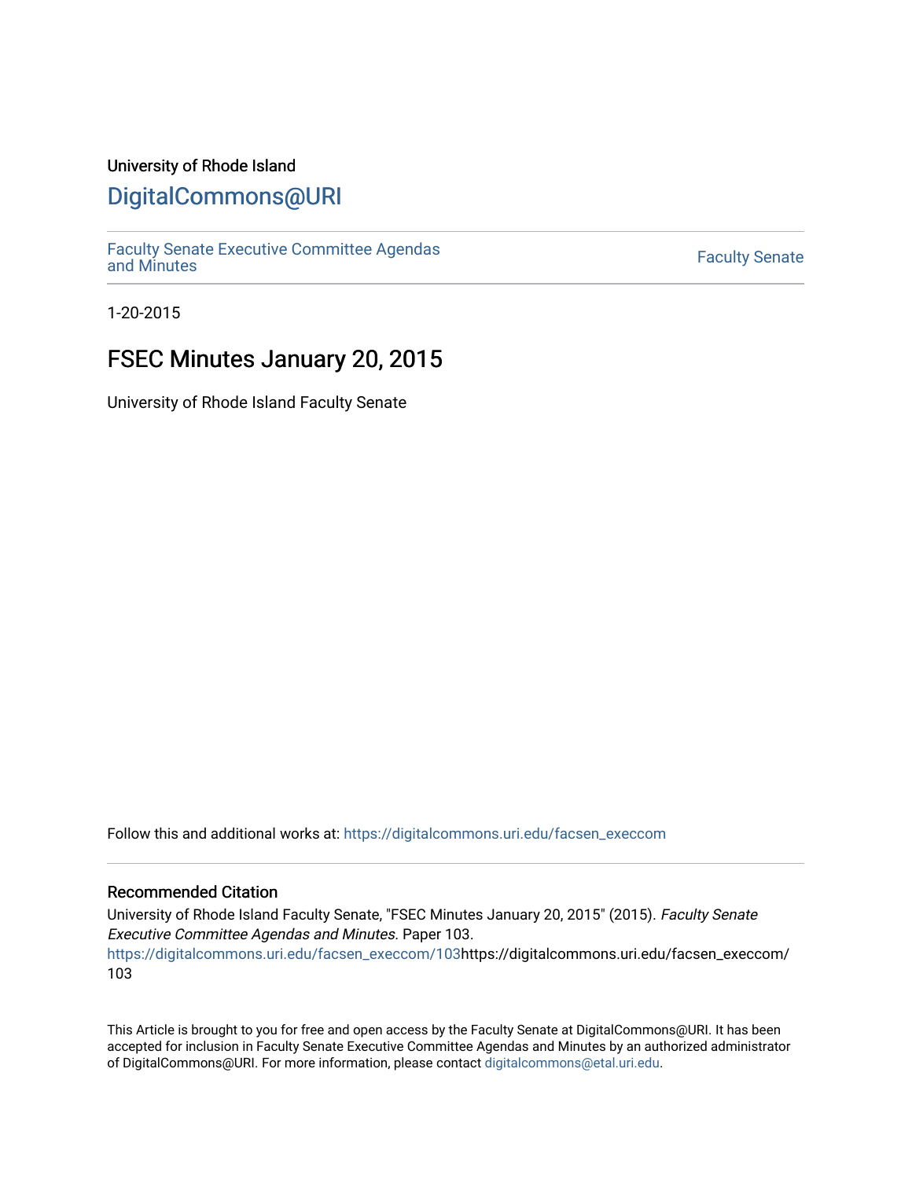University of Rhode Island

# DigitalCommons@URI

Faculty Senate Executive Committee Agendas and Minutes

Faculty Senate

1-20-2015

## FSEC Minutes January 20, 2015

University of Rhode Island Faculty Senate

Follow this and additional works at: https://digitalcommons.uri.edu/facsen_execcom

### Recommended Citation

University of Rhode Island Faculty Senate, "FSEC Minutes January 20, 2015" (2015). *Faculty Senate Executive Committee Agendas and Minutes.* Paper 103.
https://digitalcommons.uri.edu/facsen_execcom/103https://digitalcommons.uri.edu/facsen_execcom/103

This Article is brought to you for free and open access by the Faculty Senate at DigitalCommons@URI. It has been accepted for inclusion in Faculty Senate Executive Committee Agendas and Minutes by an authorized administrator of DigitalCommons@URI. For more information, please contact digitalcommons@etal.uri.edu.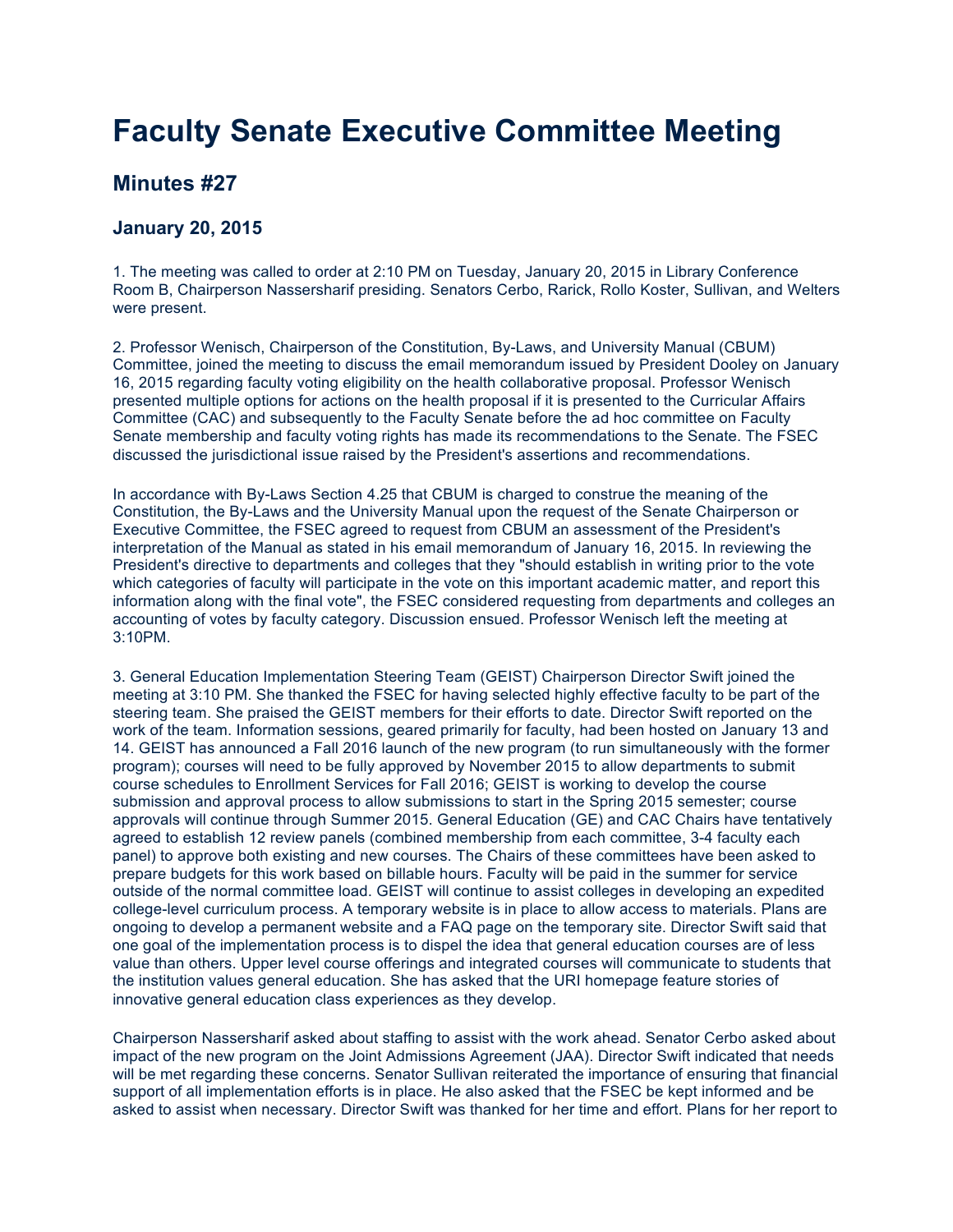# Faculty Senate Executive Committee Meeting

## Minutes #27

### January 20, 2015

1. The meeting was called to order at 2:10 PM on Tuesday, January 20, 2015 in Library Conference Room B, Chairperson Nassersharif presiding. Senators Cerbo, Rarick, Rollo Koster, Sullivan, and Welters were present.

2. Professor Wenisch, Chairperson of the Constitution, By-Laws, and University Manual (CBUM) Committee, joined the meeting to discuss the email memorandum issued by President Dooley on January 16, 2015 regarding faculty voting eligibility on the health collaborative proposal. Professor Wenisch presented multiple options for actions on the health proposal if it is presented to the Curricular Affairs Committee (CAC) and subsequently to the Faculty Senate before the ad hoc committee on Faculty Senate membership and faculty voting rights has made its recommendations to the Senate. The FSEC discussed the jurisdictional issue raised by the President's assertions and recommendations.

In accordance with By-Laws Section 4.25 that CBUM is charged to construe the meaning of the Constitution, the By-Laws and the University Manual upon the request of the Senate Chairperson or Executive Committee, the FSEC agreed to request from CBUM an assessment of the President's interpretation of the Manual as stated in his email memorandum of January 16, 2015. In reviewing the President's directive to departments and colleges that they "should establish in writing prior to the vote which categories of faculty will participate in the vote on this important academic matter, and report this information along with the final vote", the FSEC considered requesting from departments and colleges an accounting of votes by faculty category. Discussion ensued. Professor Wenisch left the meeting at 3:10PM.

3. General Education Implementation Steering Team (GEIST) Chairperson Director Swift joined the meeting at 3:10 PM. She thanked the FSEC for having selected highly effective faculty to be part of the steering team. She praised the GEIST members for their efforts to date. Director Swift reported on the work of the team. Information sessions, geared primarily for faculty, had been hosted on January 13 and 14. GEIST has announced a Fall 2016 launch of the new program (to run simultaneously with the former program); courses will need to be fully approved by November 2015 to allow departments to submit course schedules to Enrollment Services for Fall 2016; GEIST is working to develop the course submission and approval process to allow submissions to start in the Spring 2015 semester; course approvals will continue through Summer 2015. General Education (GE) and CAC Chairs have tentatively agreed to establish 12 review panels (combined membership from each committee, 3-4 faculty each panel) to approve both existing and new courses. The Chairs of these committees have been asked to prepare budgets for this work based on billable hours. Faculty will be paid in the summer for service outside of the normal committee load. GEIST will continue to assist colleges in developing an expedited college-level curriculum process. A temporary website is in place to allow access to materials. Plans are ongoing to develop a permanent website and a FAQ page on the temporary site. Director Swift said that one goal of the implementation process is to dispel the idea that general education courses are of less value than others. Upper level course offerings and integrated courses will communicate to students that the institution values general education. She has asked that the URI homepage feature stories of innovative general education class experiences as they develop.

Chairperson Nassersharif asked about staffing to assist with the work ahead. Senator Cerbo asked about impact of the new program on the Joint Admissions Agreement (JAA). Director Swift indicated that needs will be met regarding these concerns. Senator Sullivan reiterated the importance of ensuring that financial support of all implementation efforts is in place. He also asked that the FSEC be kept informed and be asked to assist when necessary. Director Swift was thanked for her time and effort. Plans for her report to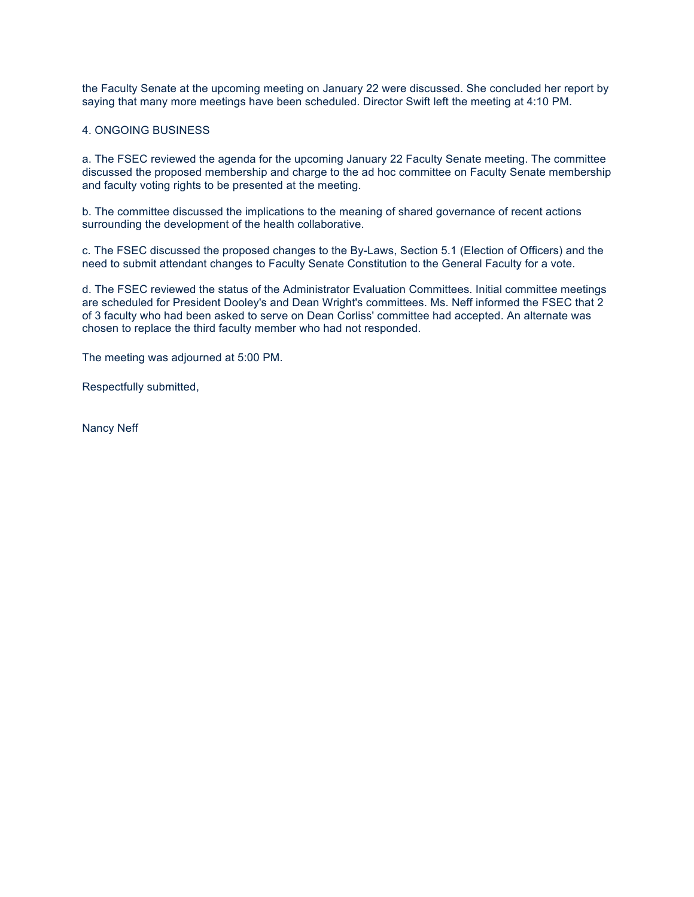the Faculty Senate at the upcoming meeting on January 22 were discussed. She concluded her report by saying that many more meetings have been scheduled. Director Swift left the meeting at 4:10 PM.

4. ONGOING BUSINESS

a. The FSEC reviewed the agenda for the upcoming January 22 Faculty Senate meeting. The committee discussed the proposed membership and charge to the ad hoc committee on Faculty Senate membership and faculty voting rights to be presented at the meeting.

b. The committee discussed the implications to the meaning of shared governance of recent actions surrounding the development of the health collaborative.

c. The FSEC discussed the proposed changes to the By-Laws, Section 5.1 (Election of Officers) and the need to submit attendant changes to Faculty Senate Constitution to the General Faculty for a vote.

d. The FSEC reviewed the status of the Administrator Evaluation Committees. Initial committee meetings are scheduled for President Dooley's and Dean Wright's committees. Ms. Neff informed the FSEC that 2 of 3 faculty who had been asked to serve on Dean Corliss' committee had accepted. An alternate was chosen to replace the third faculty member who had not responded.

The meeting was adjourned at 5:00 PM.

Respectfully submitted,

Nancy Neff